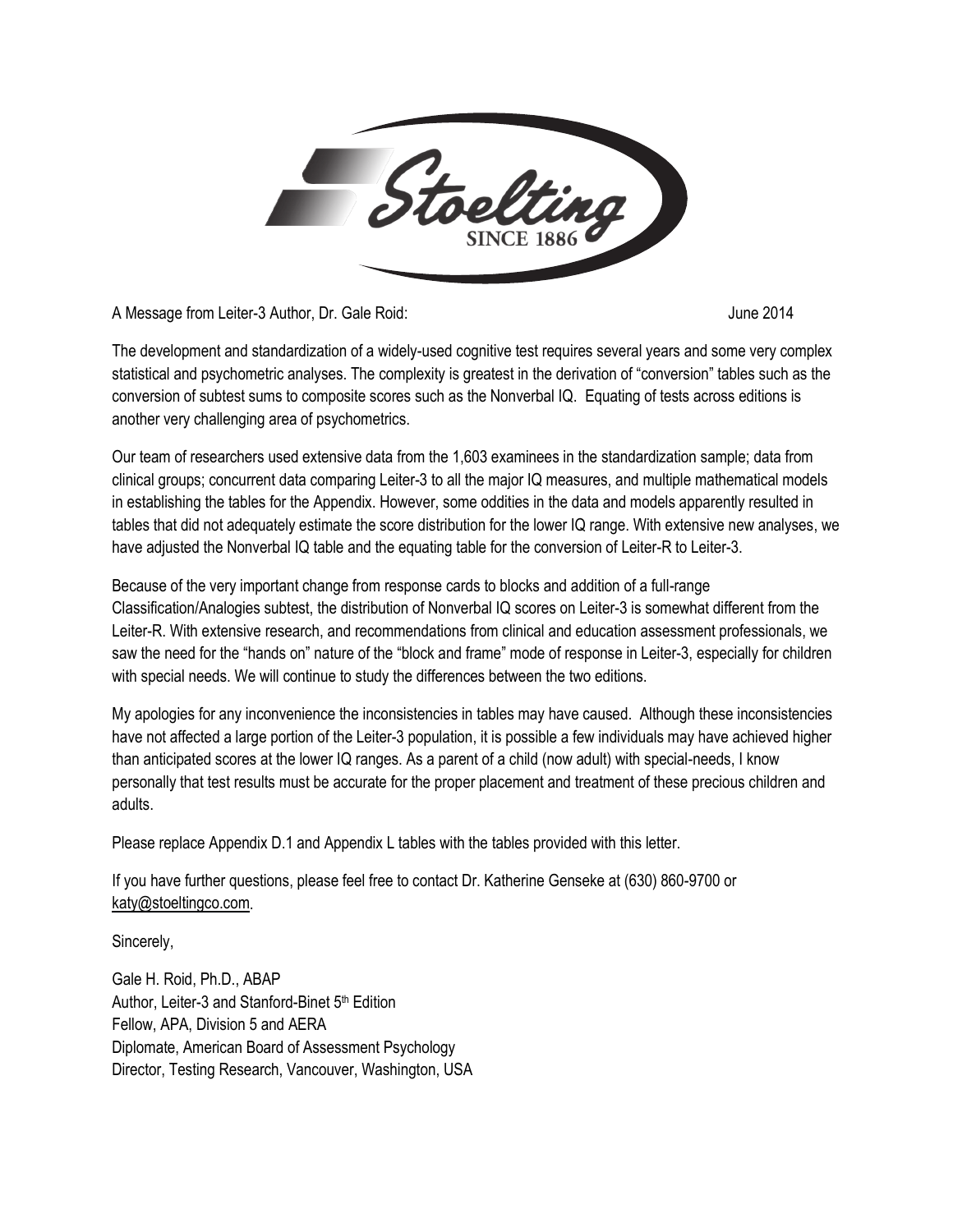A Message from Leiter-3 Author, Dr. Gale Roid: June 2014

The development and standardization of a widely-used cognitive test requires several years and some very complex statistical and psychometric analyses. The complexity is greatest in the derivation of "conversion" tables such as the conversion of subtest sums to composite scores such as the Nonverbal IQ. Equating of tests across editions is another very challenging area of psychometrics.

Our team of researchers used extensive data from the 1,603 examinees in the standardization sample; data from clinical groups; concurrent data comparing Leiter-3 to all the major IQ measures, and multiple mathematical models in establishing the tables for the Appendix. However, some oddities in the data and models apparently resulted in tables that did not adequately estimate the score distribution for the lower IQ range. With extensive new analyses, we have adjusted the Nonverbal IQ table and the equating table for the conversion of Leiter-R to Leiter-3.

Because of the very important change from response cards to blocks and addition of a full-range Classification/Analogies subtest, the distribution of Nonverbal IQ scores on Leiter-3 is somewhat different from the Leiter-R. With extensive research, and recommendations from clinical and education assessment professionals, we saw the need for the "hands on" nature of the "block and frame" mode of response in Leiter-3, especially for children with special needs. We will continue to study the differences between the two editions.

My apologies for any inconvenience the inconsistencies in tables may have caused. Although these inconsistencies have not affected a large portion of the Leiter-3 population, it is possible a few individuals may have achieved higher than anticipated scores at the lower IQ ranges. As a parent of a child (now adult) with special-needs, I know personally that test results must be accurate for the proper placement and treatment of these precious children and adults.

Please replace Appendix D.1 and Appendix L tables with the tables provided with this letter.

If you have further questions, please feel free to contact Dr. Katherine Genseke at (630) 860-9700 or katy@stoeltingco.com.

Sincerely,

Gale H. Roid, Ph.D., ABAP
Author, Leiter-3 and Stanford-Binet 5th Edition
Fellow, APA, Division 5 and AERA
Diplomate, American Board of Assessment Psychology
Director, Testing Research, Vancouver, Washington, USA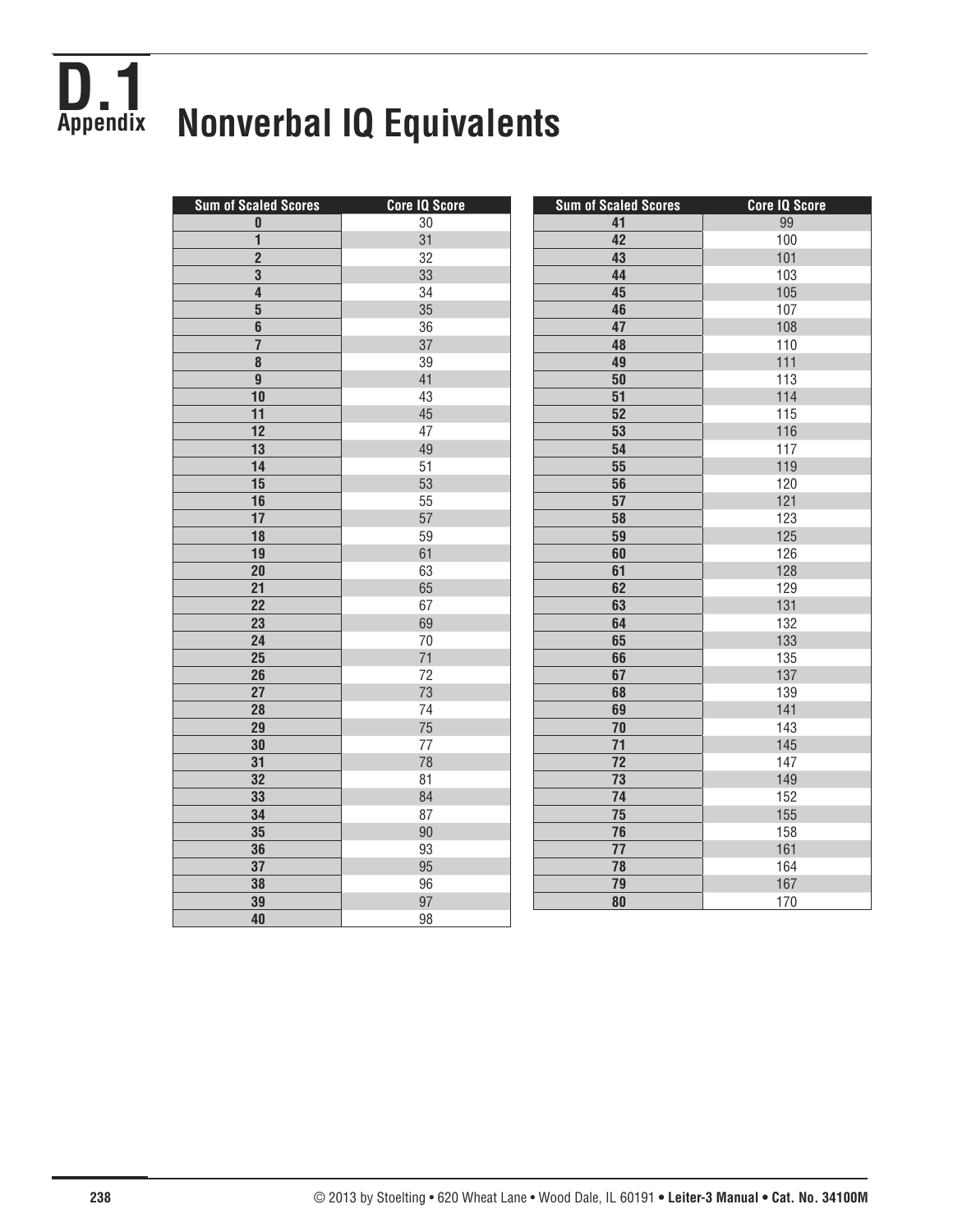# D.1 Appendix — Nonverbal IQ Equivalents

| Sum of Scaled Scores | Core IQ Score |
|---|---|
| 0 | 30 |
| 1 | 31 |
| 2 | 32 |
| 3 | 33 |
| 4 | 34 |
| 5 | 35 |
| 6 | 36 |
| 7 | 37 |
| 8 | 39 |
| 9 | 41 |
| 10 | 43 |
| 11 | 45 |
| 12 | 47 |
| 13 | 49 |
| 14 | 51 |
| 15 | 53 |
| 16 | 55 |
| 17 | 57 |
| 18 | 59 |
| 19 | 61 |
| 20 | 63 |
| 21 | 65 |
| 22 | 67 |
| 23 | 69 |
| 24 | 70 |
| 25 | 71 |
| 26 | 72 |
| 27 | 73 |
| 28 | 74 |
| 29 | 75 |
| 30 | 77 |
| 31 | 78 |
| 32 | 81 |
| 33 | 84 |
| 34 | 87 |
| 35 | 90 |
| 36 | 93 |
| 37 | 95 |
| 38 | 96 |
| 39 | 97 |
| 40 | 98 |
| 41 | 99 |
| 42 | 100 |
| 43 | 101 |
| 44 | 103 |
| 45 | 105 |
| 46 | 107 |
| 47 | 108 |
| 48 | 110 |
| 49 | 111 |
| 50 | 113 |
| 51 | 114 |
| 52 | 115 |
| 53 | 116 |
| 54 | 117 |
| 55 | 119 |
| 56 | 120 |
| 57 | 121 |
| 58 | 123 |
| 59 | 125 |
| 60 | 126 |
| 61 | 128 |
| 62 | 129 |
| 63 | 131 |
| 64 | 132 |
| 65 | 133 |
| 66 | 135 |
| 67 | 137 |
| 68 | 139 |
| 69 | 141 |
| 70 | 143 |
| 71 | 145 |
| 72 | 147 |
| 73 | 149 |
| 74 | 152 |
| 75 | 155 |
| 76 | 158 |
| 77 | 161 |
| 78 | 164 |
| 79 | 167 |
| 80 | 170 |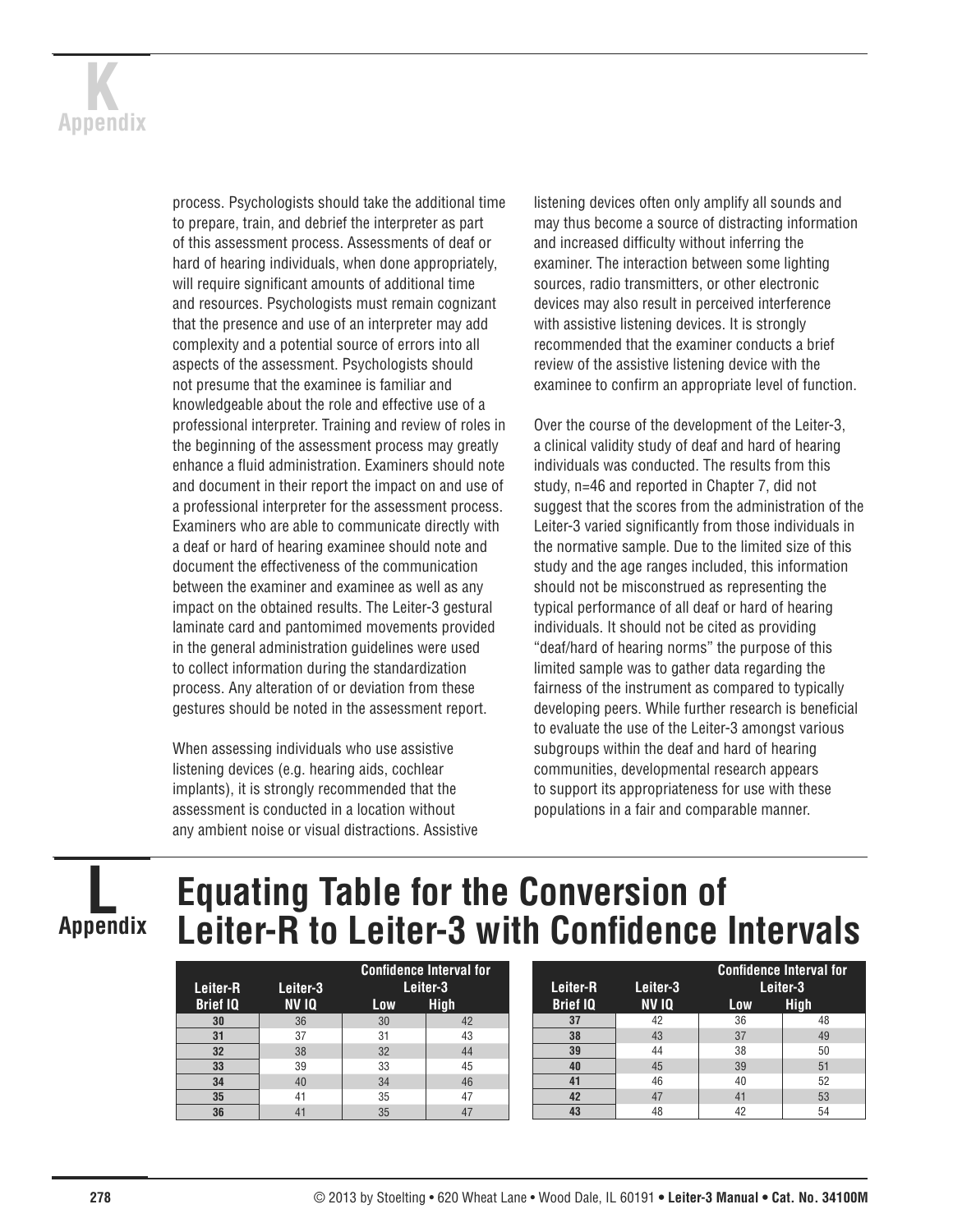process. Psychologists should take the additional time to prepare, train, and debrief the interpreter as part of this assessment process. Assessments of deaf or hard of hearing individuals, when done appropriately, will require significant amounts of additional time and resources. Psychologists must remain cognizant that the presence and use of an interpreter may add complexity and a potential source of errors into all aspects of the assessment. Psychologists should not presume that the examinee is familiar and knowledgeable about the role and effective use of a professional interpreter. Training and review of roles in the beginning of the assessment process may greatly enhance a fluid administration. Examiners should note and document in their report the impact on and use of a professional interpreter for the assessment process. Examiners who are able to communicate directly with a deaf or hard of hearing examinee should note and document the effectiveness of the communication between the examiner and examinee as well as any impact on the obtained results. The Leiter-3 gestural laminate card and pantomimed movements provided in the general administration guidelines were used to collect information during the standardization process. Any alteration of or deviation from these gestures should be noted in the assessment report.

When assessing individuals who use assistive listening devices (e.g. hearing aids, cochlear implants), it is strongly recommended that the assessment is conducted in a location without any ambient noise or visual distractions. Assistive listening devices often only amplify all sounds and may thus become a source of distracting information and increased difficulty without inferring the examiner. The interaction between some lighting sources, radio transmitters, or other electronic devices may also result in perceived interference with assistive listening devices. It is strongly recommended that the examiner conducts a brief review of the assistive listening device with the examinee to confirm an appropriate level of function.

Over the course of the development of the Leiter-3, a clinical validity study of deaf and hard of hearing individuals was conducted. The results from this study, n=46 and reported in Chapter 7, did not suggest that the scores from the administration of the Leiter-3 varied significantly from those individuals in the normative sample. Due to the limited size of this study and the age ranges included, this information should not be misconstrued as representing the typical performance of all deaf or hard of hearing individuals. It should not be cited as providing "deaf/hard of hearing norms" the purpose of this limited sample was to gather data regarding the fairness of the instrument as compared to typically developing peers. While further research is beneficial to evaluate the use of the Leiter-3 amongst various subgroups within the deaf and hard of hearing communities, developmental research appears to support its appropriateness for use with these populations in a fair and comparable manner.

# L Appendix

# Equating Table for the Conversion of Leiter-R to Leiter-3 with Confidence Intervals

| Leiter-R Brief IQ | Leiter-3 NV IQ | Confidence Interval for Leiter-3 | |
|---|---|---|---|
| | | Low | High |
| 30 | 36 | 30 | 42 |
| 31 | 37 | 31 | 43 |
| 32 | 38 | 32 | 44 |
| 33 | 39 | 33 | 45 |
| 34 | 40 | 34 | 46 |
| 35 | 41 | 35 | 47 |
| 36 | 41 | 35 | 47 |
| 37 | 42 | 36 | 48 |
| 38 | 43 | 37 | 49 |
| 39 | 44 | 38 | 50 |
| 40 | 45 | 39 | 51 |
| 41 | 46 | 40 | 52 |
| 42 | 47 | 41 | 53 |
| 43 | 48 | 42 | 54 |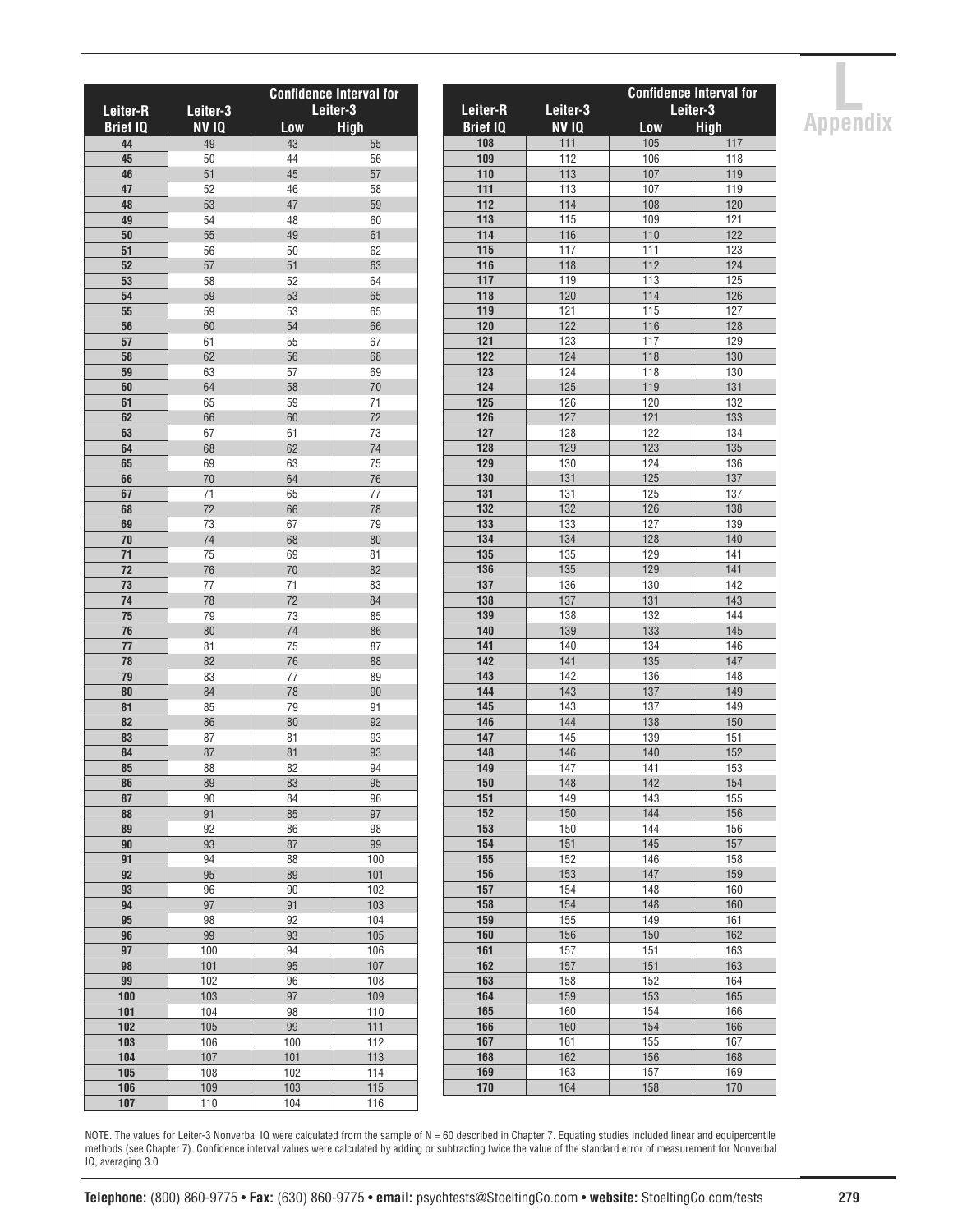| Leiter-R Brief IQ | Leiter-3 NV IQ | Confidence Interval for Leiter-3 Low | High |
|---|---|---|---|
| 44 | 49 | 43 | 55 |
| 45 | 50 | 44 | 56 |
| 46 | 51 | 45 | 57 |
| 47 | 52 | 46 | 58 |
| 48 | 53 | 47 | 59 |
| 49 | 54 | 48 | 60 |
| 50 | 55 | 49 | 61 |
| 51 | 56 | 50 | 62 |
| 52 | 57 | 51 | 63 |
| 53 | 58 | 52 | 64 |
| 54 | 59 | 53 | 65 |
| 55 | 59 | 53 | 65 |
| 56 | 60 | 54 | 66 |
| 57 | 61 | 55 | 67 |
| 58 | 62 | 56 | 68 |
| 59 | 63 | 57 | 69 |
| 60 | 64 | 58 | 70 |
| 61 | 65 | 59 | 71 |
| 62 | 66 | 60 | 72 |
| 63 | 67 | 61 | 73 |
| 64 | 68 | 62 | 74 |
| 65 | 69 | 63 | 75 |
| 66 | 70 | 64 | 76 |
| 67 | 71 | 65 | 77 |
| 68 | 72 | 66 | 78 |
| 69 | 73 | 67 | 79 |
| 70 | 74 | 68 | 80 |
| 71 | 75 | 69 | 81 |
| 72 | 76 | 70 | 82 |
| 73 | 77 | 71 | 83 |
| 74 | 78 | 72 | 84 |
| 75 | 79 | 73 | 85 |
| 76 | 80 | 74 | 86 |
| 77 | 81 | 75 | 87 |
| 78 | 82 | 76 | 88 |
| 79 | 83 | 77 | 89 |
| 80 | 84 | 78 | 90 |
| 81 | 85 | 79 | 91 |
| 82 | 86 | 80 | 92 |
| 83 | 87 | 81 | 93 |
| 84 | 87 | 81 | 93 |
| 85 | 88 | 82 | 94 |
| 86 | 89 | 83 | 95 |
| 87 | 90 | 84 | 96 |
| 88 | 91 | 85 | 97 |
| 89 | 92 | 86 | 98 |
| 90 | 93 | 87 | 99 |
| 91 | 94 | 88 | 100 |
| 92 | 95 | 89 | 101 |
| 93 | 96 | 90 | 102 |
| 94 | 97 | 91 | 103 |
| 95 | 98 | 92 | 104 |
| 96 | 99 | 93 | 105 |
| 97 | 100 | 94 | 106 |
| 98 | 101 | 95 | 107 |
| 99 | 102 | 96 | 108 |
| 100 | 103 | 97 | 109 |
| 101 | 104 | 98 | 110 |
| 102 | 105 | 99 | 111 |
| 103 | 106 | 100 | 112 |
| 104 | 107 | 101 | 113 |
| 105 | 108 | 102 | 114 |
| 106 | 109 | 103 | 115 |
| 107 | 110 | 104 | 116 |
| 108 | 111 | 105 | 117 |
| 109 | 112 | 106 | 118 |
| 110 | 113 | 107 | 119 |
| 111 | 113 | 107 | 119 |
| 112 | 114 | 108 | 120 |
| 113 | 115 | 109 | 121 |
| 114 | 116 | 110 | 122 |
| 115 | 117 | 111 | 123 |
| 116 | 118 | 112 | 124 |
| 117 | 119 | 113 | 125 |
| 118 | 120 | 114 | 126 |
| 119 | 121 | 115 | 127 |
| 120 | 122 | 116 | 128 |
| 121 | 123 | 117 | 129 |
| 122 | 124 | 118 | 130 |
| 123 | 124 | 118 | 130 |
| 124 | 125 | 119 | 131 |
| 125 | 126 | 120 | 132 |
| 126 | 127 | 121 | 133 |
| 127 | 128 | 122 | 134 |
| 128 | 129 | 123 | 135 |
| 129 | 130 | 124 | 136 |
| 130 | 131 | 125 | 137 |
| 131 | 131 | 125 | 137 |
| 132 | 132 | 126 | 138 |
| 133 | 133 | 127 | 139 |
| 134 | 134 | 128 | 140 |
| 135 | 135 | 129 | 141 |
| 136 | 135 | 129 | 141 |
| 137 | 136 | 130 | 142 |
| 138 | 137 | 131 | 143 |
| 139 | 138 | 132 | 144 |
| 140 | 139 | 133 | 145 |
| 141 | 140 | 134 | 146 |
| 142 | 141 | 135 | 147 |
| 143 | 142 | 136 | 148 |
| 144 | 143 | 137 | 149 |
| 145 | 143 | 137 | 149 |
| 146 | 144 | 138 | 150 |
| 147 | 145 | 139 | 151 |
| 148 | 146 | 140 | 152 |
| 149 | 147 | 141 | 153 |
| 150 | 148 | 142 | 154 |
| 151 | 149 | 143 | 155 |
| 152 | 150 | 144 | 156 |
| 153 | 150 | 144 | 156 |
| 154 | 151 | 145 | 157 |
| 155 | 152 | 146 | 158 |
| 156 | 153 | 147 | 159 |
| 157 | 154 | 148 | 160 |
| 158 | 154 | 148 | 160 |
| 159 | 155 | 149 | 161 |
| 160 | 156 | 150 | 162 |
| 161 | 157 | 151 | 163 |
| 162 | 157 | 151 | 163 |
| 163 | 158 | 152 | 164 |
| 164 | 159 | 153 | 165 |
| 165 | 160 | 154 | 166 |
| 166 | 160 | 154 | 166 |
| 167 | 161 | 155 | 167 |
| 168 | 162 | 156 | 168 |
| 169 | 163 | 157 | 169 |
| 170 | 164 | 158 | 170 |

NOTE. The values for Leiter-3 Nonverbal IQ were calculated from the sample of N = 60 described in Chapter 7. Equating studies included linear and equipercentile methods (see Chapter 7). Confidence interval values were calculated by adding or subtracting twice the value of the standard error of measurement for Nonverbal IQ, averaging 3.0